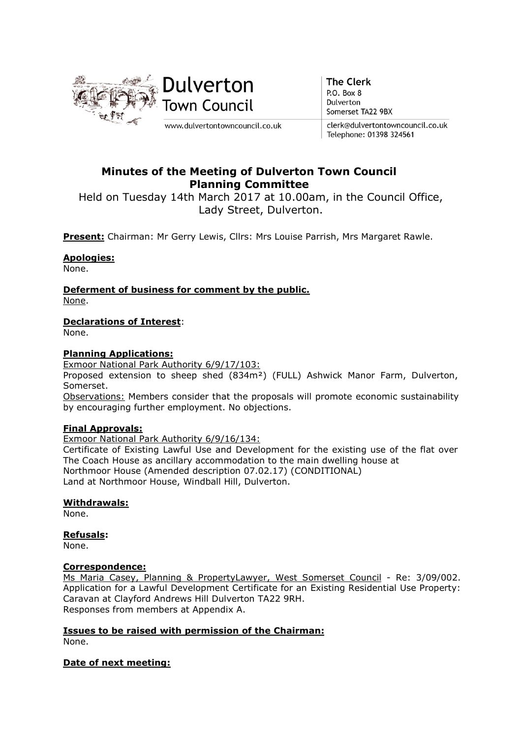Dulverton Town Council

www.dulvertontowncouncil.co.uk

**The Clerk**
P.O. Box 8
Dulverton
Somerset TA22 9BX

clerk@dulvertontowncouncil.co.uk
Telephone: 01398 324561

# Minutes of the Meeting of Dulverton Town Council Planning Committee

Held on Tuesday 14th March 2017 at 10.00am, in the Council Office, Lady Street, Dulverton.

**Present:** Chairman: Mr Gerry Lewis, Cllrs: Mrs Louise Parrish, Mrs Margaret Rawle.

**Apologies:**

None.

**Deferment of business for comment by the public.**

None.

**Declarations of Interest**:

None.

**Planning Applications:**

Exmoor National Park Authority 6/9/17/103:

Proposed extension to sheep shed (834m²) (FULL) Ashwick Manor Farm, Dulverton, Somerset.

Observations: Members consider that the proposals will promote economic sustainability by encouraging further employment. No objections.

**Final Approvals:**

Exmoor National Park Authority 6/9/16/134:

Certificate of Existing Lawful Use and Development for the existing use of the flat over The Coach House as ancillary accommodation to the main dwelling house at Northmoor House (Amended description 07.02.17) (CONDITIONAL)
Land at Northmoor House, Windball Hill, Dulverton.

**Withdrawals:**

None.

**Refusals:**

None.

**Correspondence:**

Ms Maria Casey, Planning & PropertyLawyer, West Somerset Council - Re: 3/09/002. Application for a Lawful Development Certificate for an Existing Residential Use Property: Caravan at Clayford Andrews Hill Dulverton TA22 9RH.
Responses from members at Appendix A.

**Issues to be raised with permission of the Chairman:**

None.

**Date of next meeting:**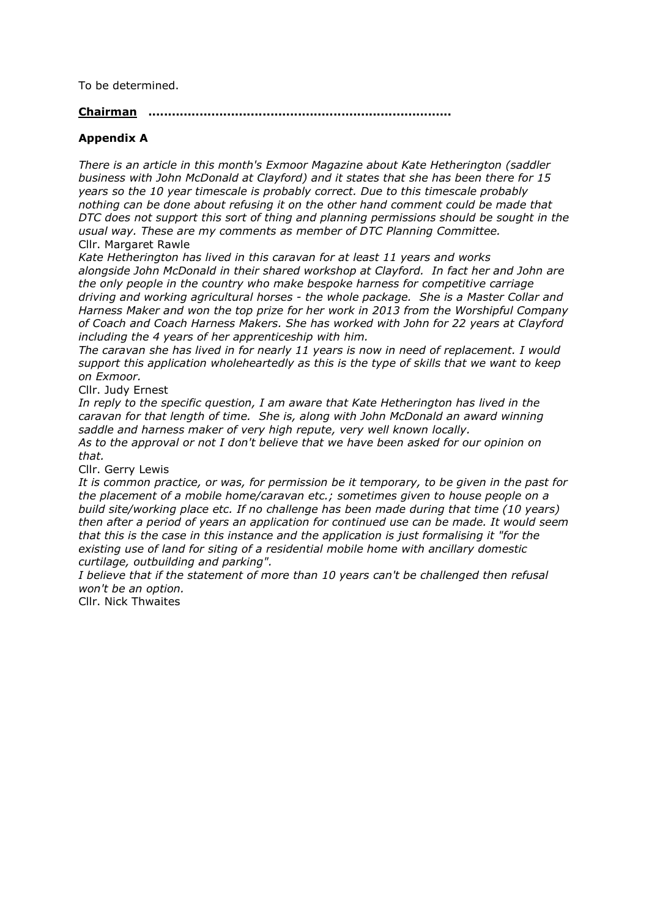To be determined.

**Chairman** ..........................................................................

**Appendix A**

*There is an article in this month's Exmoor Magazine about Kate Hetherington (saddler business with John McDonald at Clayford) and it states that she has been there for 15 years so the 10 year timescale is probably correct. Due to this timescale probably nothing can be done about refusing it on the other hand comment could be made that DTC does not support this sort of thing and planning permissions should be sought in the usual way. These are my comments as member of DTC Planning Committee.*
Cllr. Margaret Rawle

*Kate Hetherington has lived in this caravan for at least 11 years and works alongside John McDonald in their shared workshop at Clayford. In fact her and John are the only people in the country who make bespoke harness for competitive carriage driving and working agricultural horses - the whole package. She is a Master Collar and Harness Maker and won the top prize for her work in 2013 from the Worshipful Company of Coach and Coach Harness Makers. She has worked with John for 22 years at Clayford including the 4 years of her apprenticeship with him.*

*The caravan she has lived in for nearly 11 years is now in need of replacement. I would support this application wholeheartedly as this is the type of skills that we want to keep on Exmoor.*
Cllr. Judy Ernest

*In reply to the specific question, I am aware that Kate Hetherington has lived in the caravan for that length of time. She is, along with John McDonald an award winning saddle and harness maker of very high repute, very well known locally.*

*As to the approval or not I don't believe that we have been asked for our opinion on that.*
Cllr. Gerry Lewis

*It is common practice, or was, for permission be it temporary, to be given in the past for the placement of a mobile home/caravan etc.; sometimes given to house people on a build site/working place etc. If no challenge has been made during that time (10 years) then after a period of years an application for continued use can be made. It would seem that this is the case in this instance and the application is just formalising it "for the existing use of land for siting of a residential mobile home with ancillary domestic curtilage, outbuilding and parking".*

*I believe that if the statement of more than 10 years can't be challenged then refusal won't be an option.*
Cllr. Nick Thwaites